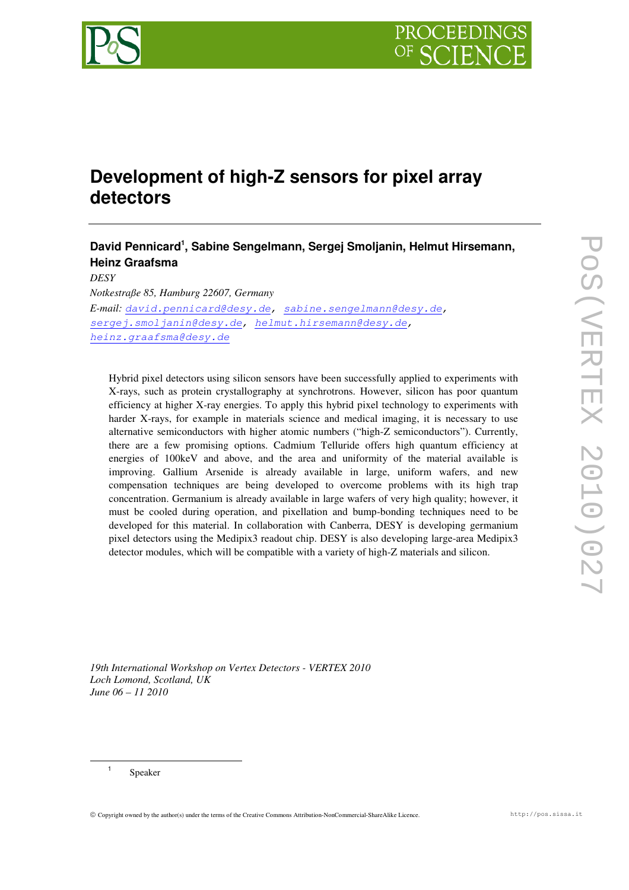# Development of high-Z sensors for pixel array detectors

**David Pennicard[1], Sabine Sengelmann, Sergej Smoljanin, Helmut Hirsemann, Heinz Graafsma**

*DESY*

*Notkestraße 85, Hamburg 22607, Germany*

*E-mail:* david.pennicard@desy.de, sabine.sengelmann@desy.de, sergej.smoljanin@desy.de, helmut.hirsemann@desy.de, heinz.graafsma@desy.de

Hybrid pixel detectors using silicon sensors have been successfully applied to experiments with X-rays, such as protein crystallography at synchrotrons. However, silicon has poor quantum efficiency at higher X-ray energies. To apply this hybrid pixel technology to experiments with harder X-rays, for example in materials science and medical imaging, it is necessary to use alternative semiconductors with higher atomic numbers ("high-Z semiconductors"). Currently, there are a few promising options. Cadmium Telluride offers high quantum efficiency at energies of 100keV and above, and the area and uniformity of the material available is improving. Gallium Arsenide is already available in large, uniform wafers, and new compensation techniques are being developed to overcome problems with its high trap concentration. Germanium is already available in large wafers of very high quality; however, it must be cooled during operation, and pixellation and bump-bonding techniques need to be developed for this material. In collaboration with Canberra, DESY is developing germanium pixel detectors using the Medipix3 readout chip. DESY is also developing large-area Medipix3 detector modules, which will be compatible with a variety of high-Z materials and silicon.

*19th International Workshop on Vertex Detectors - VERTEX 2010*
*Loch Lomond, Scotland, UK*
*June 06 – 11 2010*

[1] Speaker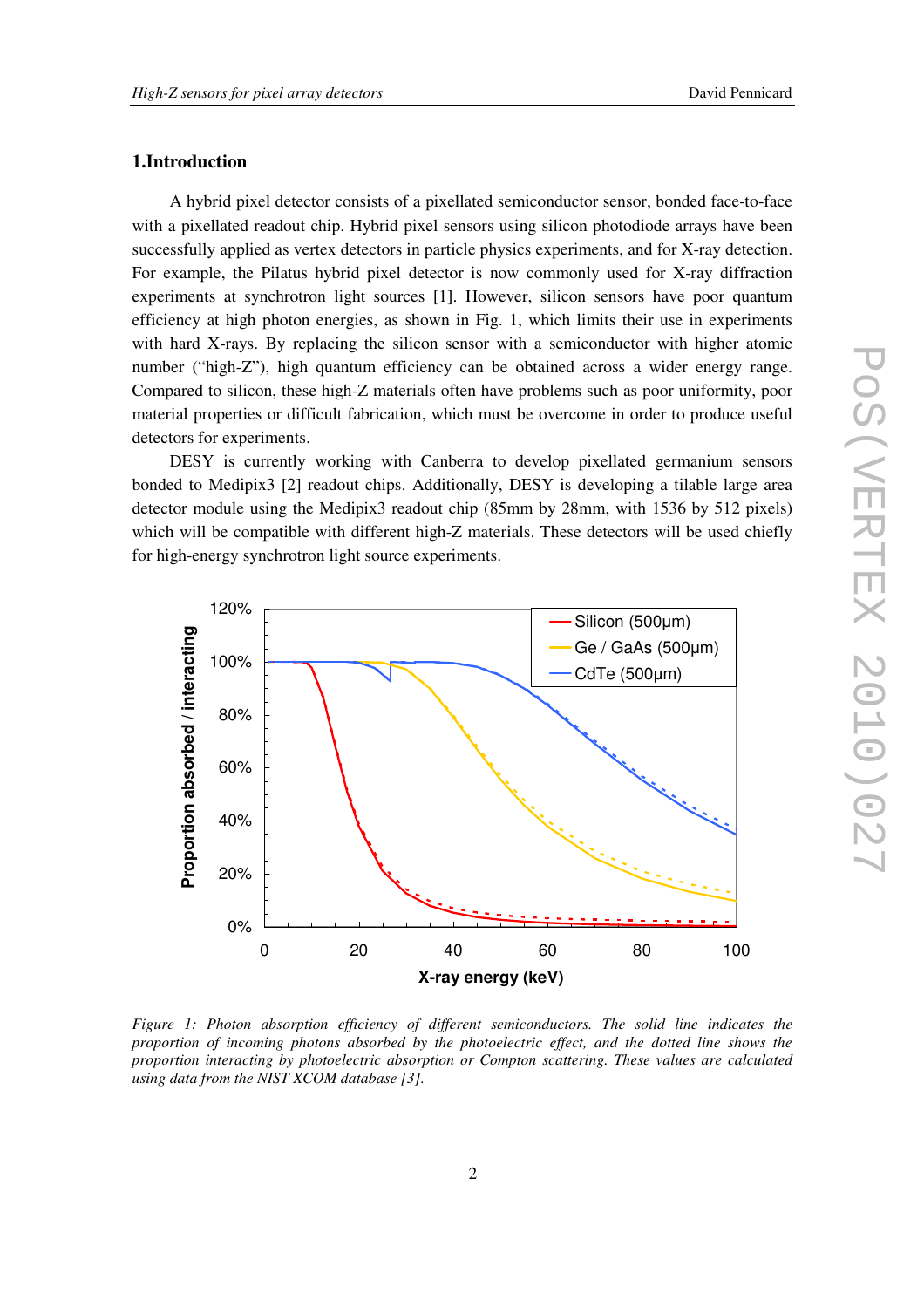## 1. Introduction

A hybrid pixel detector consists of a pixellated semiconductor sensor, bonded face-to-face with a pixellated readout chip. Hybrid pixel sensors using silicon photodiode arrays have been successfully applied as vertex detectors in particle physics experiments, and for X-ray detection. For example, the Pilatus hybrid pixel detector is now commonly used for X-ray diffraction experiments at synchrotron light sources [1]. However, silicon sensors have poor quantum efficiency at high photon energies, as shown in Fig. 1, which limits their use in experiments with hard X-rays. By replacing the silicon sensor with a semiconductor with higher atomic number ("high-Z"), high quantum efficiency can be obtained across a wider energy range. Compared to silicon, these high-Z materials often have problems such as poor uniformity, poor material properties or difficult fabrication, which must be overcome in order to produce useful detectors for experiments.

DESY is currently working with Canberra to develop pixellated germanium sensors bonded to Medipix3 [2] readout chips. Additionally, DESY is developing a tilable large area detector module using the Medipix3 readout chip (85mm by 28mm, with 1536 by 512 pixels) which will be compatible with different high-Z materials. These detectors will be used chiefly for high-energy synchrotron light source experiments.

*Figure 1: Photon absorption efficiency of different semiconductors. The solid line indicates the proportion of incoming photons absorbed by the photoelectric effect, and the dotted line shows the proportion interacting by photoelectric absorption or Compton scattering. These values are calculated using data from the NIST XCOM database [3].*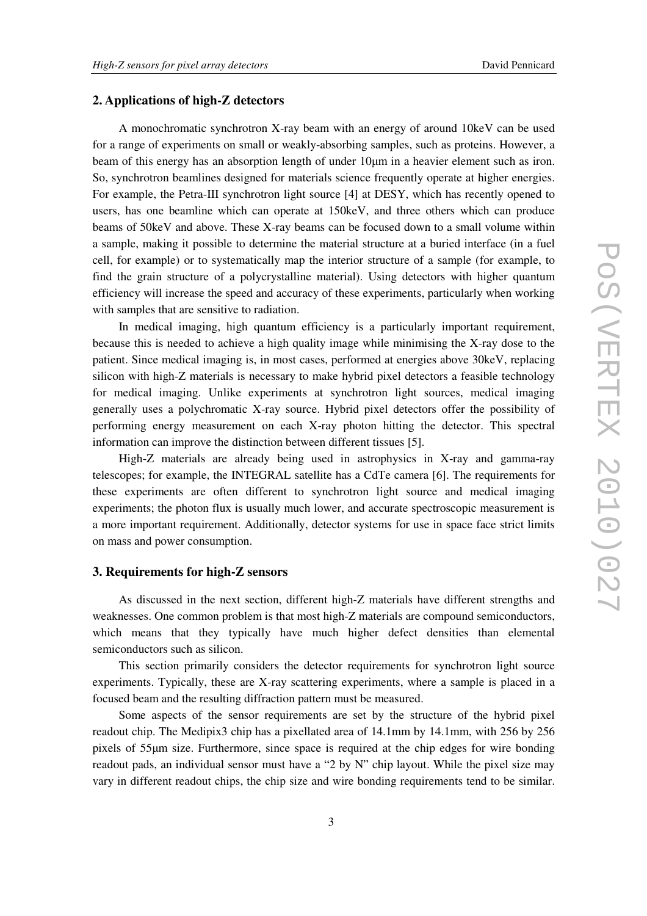## 2. Applications of high-Z detectors

A monochromatic synchrotron X-ray beam with an energy of around 10keV can be used for a range of experiments on small or weakly-absorbing samples, such as proteins. However, a beam of this energy has an absorption length of under 10μm in a heavier element such as iron. So, synchrotron beamlines designed for materials science frequently operate at higher energies. For example, the Petra-III synchrotron light source [4] at DESY, which has recently opened to users, has one beamline which can operate at 150keV, and three others which can produce beams of 50keV and above. These X-ray beams can be focused down to a small volume within a sample, making it possible to determine the material structure at a buried interface (in a fuel cell, for example) or to systematically map the interior structure of a sample (for example, to find the grain structure of a polycrystalline material). Using detectors with higher quantum efficiency will increase the speed and accuracy of these experiments, particularly when working with samples that are sensitive to radiation.

In medical imaging, high quantum efficiency is a particularly important requirement, because this is needed to achieve a high quality image while minimising the X-ray dose to the patient. Since medical imaging is, in most cases, performed at energies above 30keV, replacing silicon with high-Z materials is necessary to make hybrid pixel detectors a feasible technology for medical imaging. Unlike experiments at synchrotron light sources, medical imaging generally uses a polychromatic X-ray source. Hybrid pixel detectors offer the possibility of performing energy measurement on each X-ray photon hitting the detector. This spectral information can improve the distinction between different tissues [5].

High-Z materials are already being used in astrophysics in X-ray and gamma-ray telescopes; for example, the INTEGRAL satellite has a CdTe camera [6]. The requirements for these experiments are often different to synchrotron light source and medical imaging experiments; the photon flux is usually much lower, and accurate spectroscopic measurement is a more important requirement. Additionally, detector systems for use in space face strict limits on mass and power consumption.

## 3. Requirements for high-Z sensors

As discussed in the next section, different high-Z materials have different strengths and weaknesses. One common problem is that most high-Z materials are compound semiconductors, which means that they typically have much higher defect densities than elemental semiconductors such as silicon.

This section primarily considers the detector requirements for synchrotron light source experiments. Typically, these are X-ray scattering experiments, where a sample is placed in a focused beam and the resulting diffraction pattern must be measured.

Some aspects of the sensor requirements are set by the structure of the hybrid pixel readout chip. The Medipix3 chip has a pixellated area of 14.1mm by 14.1mm, with 256 by 256 pixels of 55μm size. Furthermore, since space is required at the chip edges for wire bonding readout pads, an individual sensor must have a "2 by N" chip layout. While the pixel size may vary in different readout chips, the chip size and wire bonding requirements tend to be similar.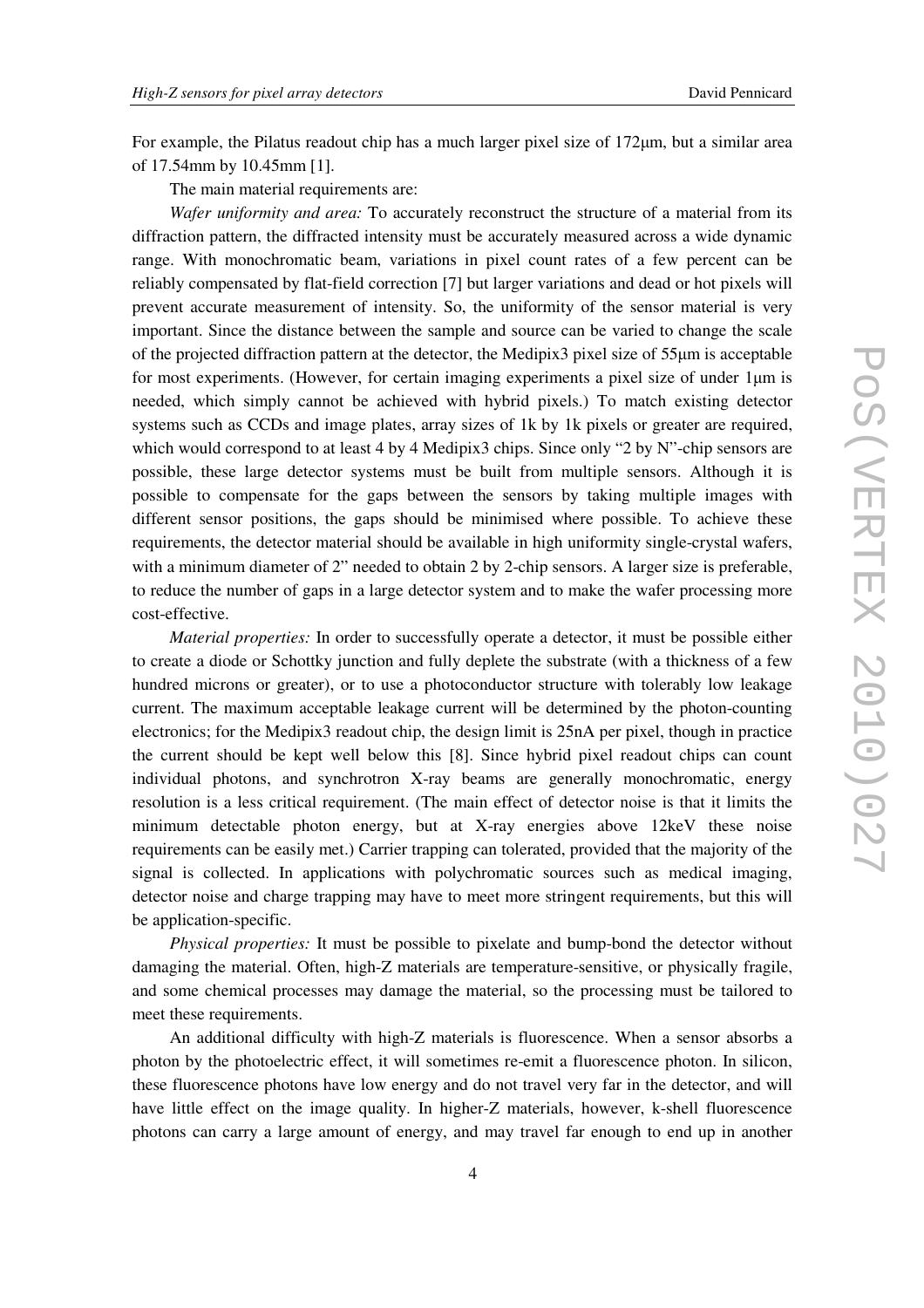For example, the Pilatus readout chip has a much larger pixel size of 172μm, but a similar area of 17.54mm by 10.45mm [1].

The main material requirements are:

*Wafer uniformity and area:* To accurately reconstruct the structure of a material from its diffraction pattern, the diffracted intensity must be accurately measured across a wide dynamic range. With monochromatic beam, variations in pixel count rates of a few percent can be reliably compensated by flat-field correction [7] but larger variations and dead or hot pixels will prevent accurate measurement of intensity. So, the uniformity of the sensor material is very important. Since the distance between the sample and source can be varied to change the scale of the projected diffraction pattern at the detector, the Medipix3 pixel size of 55μm is acceptable for most experiments. (However, for certain imaging experiments a pixel size of under 1μm is needed, which simply cannot be achieved with hybrid pixels.) To match existing detector systems such as CCDs and image plates, array sizes of 1k by 1k pixels or greater are required, which would correspond to at least 4 by 4 Medipix3 chips. Since only "2 by N"-chip sensors are possible, these large detector systems must be built from multiple sensors. Although it is possible to compensate for the gaps between the sensors by taking multiple images with different sensor positions, the gaps should be minimised where possible. To achieve these requirements, the detector material should be available in high uniformity single-crystal wafers, with a minimum diameter of 2" needed to obtain 2 by 2-chip sensors. A larger size is preferable, to reduce the number of gaps in a large detector system and to make the wafer processing more cost-effective.

*Material properties:* In order to successfully operate a detector, it must be possible either to create a diode or Schottky junction and fully deplete the substrate (with a thickness of a few hundred microns or greater), or to use a photoconductor structure with tolerably low leakage current. The maximum acceptable leakage current will be determined by the photon-counting electronics; for the Medipix3 readout chip, the design limit is 25nA per pixel, though in practice the current should be kept well below this [8]. Since hybrid pixel readout chips can count individual photons, and synchrotron X-ray beams are generally monochromatic, energy resolution is a less critical requirement. (The main effect of detector noise is that it limits the minimum detectable photon energy, but at X-ray energies above 12keV these noise requirements can be easily met.) Carrier trapping can tolerated, provided that the majority of the signal is collected. In applications with polychromatic sources such as medical imaging, detector noise and charge trapping may have to meet more stringent requirements, but this will be application-specific.

*Physical properties:* It must be possible to pixelate and bump-bond the detector without damaging the material. Often, high-Z materials are temperature-sensitive, or physically fragile, and some chemical processes may damage the material, so the processing must be tailored to meet these requirements.

An additional difficulty with high-Z materials is fluorescence. When a sensor absorbs a photon by the photoelectric effect, it will sometimes re-emit a fluorescence photon. In silicon, these fluorescence photons have low energy and do not travel very far in the detector, and will have little effect on the image quality. In higher-Z materials, however, k-shell fluorescence photons can carry a large amount of energy, and may travel far enough to end up in another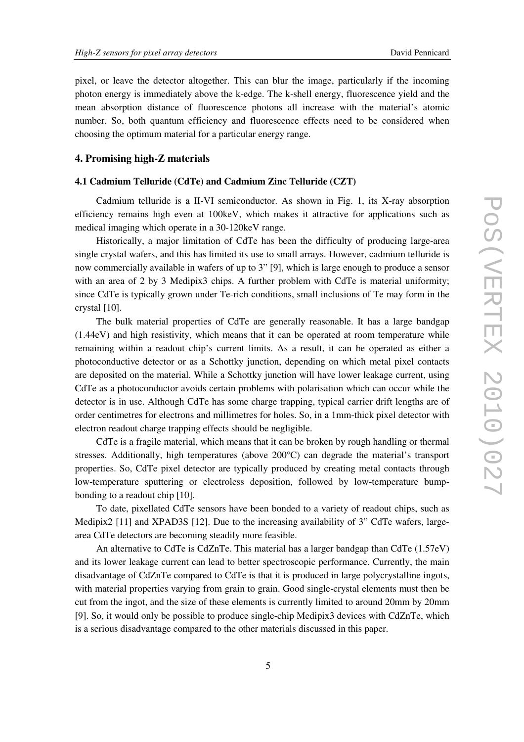pixel, or leave the detector altogether. This can blur the image, particularly if the incoming photon energy is immediately above the k-edge. The k-shell energy, fluorescence yield and the mean absorption distance of fluorescence photons all increase with the material's atomic number. So, both quantum efficiency and fluorescence effects need to be considered when choosing the optimum material for a particular energy range.

## 4. Promising high-Z materials

### 4.1 Cadmium Telluride (CdTe) and Cadmium Zinc Telluride (CZT)

Cadmium telluride is a II-VI semiconductor. As shown in Fig. 1, its X-ray absorption efficiency remains high even at 100keV, which makes it attractive for applications such as medical imaging which operate in a 30-120keV range.

Historically, a major limitation of CdTe has been the difficulty of producing large-area single crystal wafers, and this has limited its use to small arrays. However, cadmium telluride is now commercially available in wafers of up to 3" [9], which is large enough to produce a sensor with an area of 2 by 3 Medipix3 chips. A further problem with CdTe is material uniformity; since CdTe is typically grown under Te-rich conditions, small inclusions of Te may form in the crystal [10].

The bulk material properties of CdTe are generally reasonable. It has a large bandgap (1.44eV) and high resistivity, which means that it can be operated at room temperature while remaining within a readout chip's current limits. As a result, it can be operated as either a photoconductive detector or as a Schottky junction, depending on which metal pixel contacts are deposited on the material. While a Schottky junction will have lower leakage current, using CdTe as a photoconductor avoids certain problems with polarisation which can occur while the detector is in use. Although CdTe has some charge trapping, typical carrier drift lengths are of order centimetres for electrons and millimetres for holes. So, in a 1mm-thick pixel detector with electron readout charge trapping effects should be negligible.

CdTe is a fragile material, which means that it can be broken by rough handling or thermal stresses. Additionally, high temperatures (above 200°C) can degrade the material's transport properties. So, CdTe pixel detector are typically produced by creating metal contacts through low-temperature sputtering or electroless deposition, followed by low-temperature bump-bonding to a readout chip [10].

To date, pixellated CdTe sensors have been bonded to a variety of readout chips, such as Medipix2 [11] and XPAD3S [12]. Due to the increasing availability of 3" CdTe wafers, large-area CdTe detectors are becoming steadily more feasible.

An alternative to CdTe is CdZnTe. This material has a larger bandgap than CdTe (1.57eV) and its lower leakage current can lead to better spectroscopic performance. Currently, the main disadvantage of CdZnTe compared to CdTe is that it is produced in large polycrystalline ingots, with material properties varying from grain to grain. Good single-crystal elements must then be cut from the ingot, and the size of these elements is currently limited to around 20mm by 20mm [9]. So, it would only be possible to produce single-chip Medipix3 devices with CdZnTe, which is a serious disadvantage compared to the other materials discussed in this paper.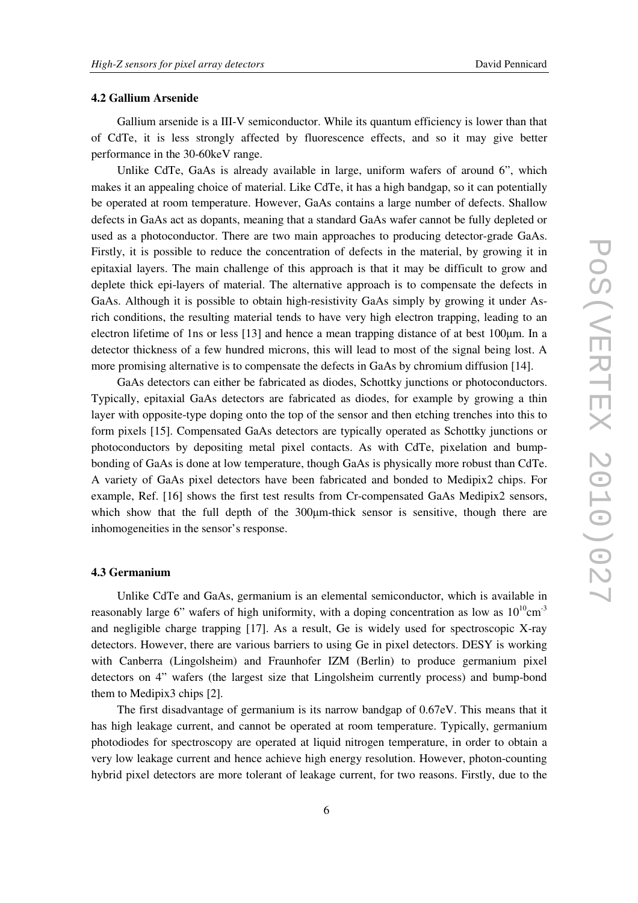### 4.2 Gallium Arsenide

Gallium arsenide is a III-V semiconductor. While its quantum efficiency is lower than that of CdTe, it is less strongly affected by fluorescence effects, and so it may give better performance in the 30-60keV range.

Unlike CdTe, GaAs is already available in large, uniform wafers of around 6", which makes it an appealing choice of material. Like CdTe, it has a high bandgap, so it can potentially be operated at room temperature. However, GaAs contains a large number of defects. Shallow defects in GaAs act as dopants, meaning that a standard GaAs wafer cannot be fully depleted or used as a photoconductor. There are two main approaches to producing detector-grade GaAs. Firstly, it is possible to reduce the concentration of defects in the material, by growing it in epitaxial layers. The main challenge of this approach is that it may be difficult to grow and deplete thick epi-layers of material. The alternative approach is to compensate the defects in GaAs. Although it is possible to obtain high-resistivity GaAs simply by growing it under As-rich conditions, the resulting material tends to have very high electron trapping, leading to an electron lifetime of 1ns or less [13] and hence a mean trapping distance of at best 100μm. In a detector thickness of a few hundred microns, this will lead to most of the signal being lost. A more promising alternative is to compensate the defects in GaAs by chromium diffusion [14].

GaAs detectors can either be fabricated as diodes, Schottky junctions or photoconductors. Typically, epitaxial GaAs detectors are fabricated as diodes, for example by growing a thin layer with opposite-type doping onto the top of the sensor and then etching trenches into this to form pixels [15]. Compensated GaAs detectors are typically operated as Schottky junctions or photoconductors by depositing metal pixel contacts. As with CdTe, pixelation and bump-bonding of GaAs is done at low temperature, though GaAs is physically more robust than CdTe. A variety of GaAs pixel detectors have been fabricated and bonded to Medipix2 chips. For example, Ref. [16] shows the first test results from Cr-compensated GaAs Medipix2 sensors, which show that the full depth of the 300μm-thick sensor is sensitive, though there are inhomogeneities in the sensor's response.

### 4.3 Germanium

Unlike CdTe and GaAs, germanium is an elemental semiconductor, which is available in reasonably large 6" wafers of high uniformity, with a doping concentration as low as $10^{10}$cm$^{-3}$ and negligible charge trapping [17]. As a result, Ge is widely used for spectroscopic X-ray detectors. However, there are various barriers to using Ge in pixel detectors. DESY is working with Canberra (Lingolsheim) and Fraunhofer IZM (Berlin) to produce germanium pixel detectors on 4" wafers (the largest size that Lingolsheim currently process) and bump-bond them to Medipix3 chips [2].

The first disadvantage of germanium is its narrow bandgap of 0.67eV. This means that it has high leakage current, and cannot be operated at room temperature. Typically, germanium photodiodes for spectroscopy are operated at liquid nitrogen temperature, in order to obtain a very low leakage current and hence achieve high energy resolution. However, photon-counting hybrid pixel detectors are more tolerant of leakage current, for two reasons. Firstly, due to the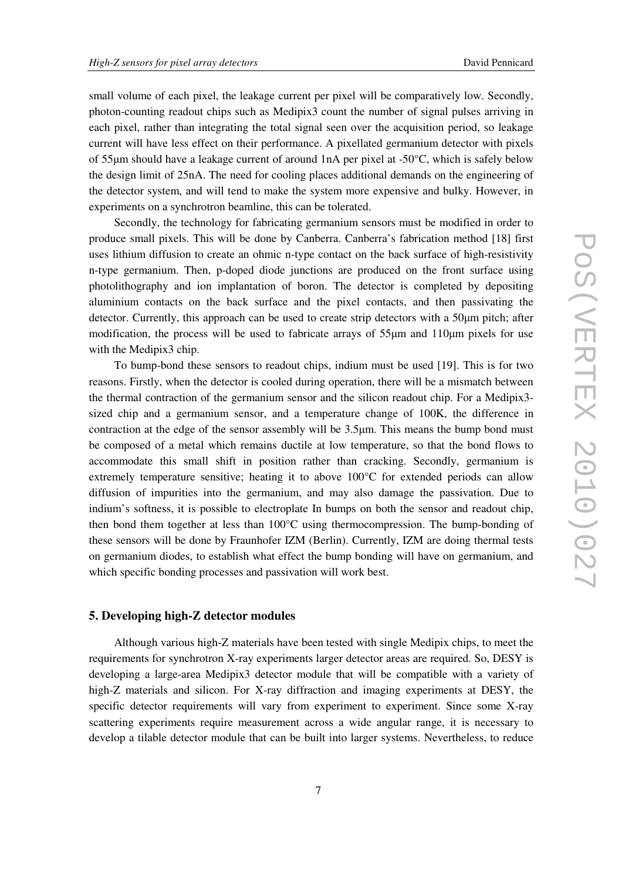small volume of each pixel, the leakage current per pixel will be comparatively low. Secondly, photon-counting readout chips such as Medipix3 count the number of signal pulses arriving in each pixel, rather than integrating the total signal seen over the acquisition period, so leakage current will have less effect on their performance. A pixellated germanium detector with pixels of 55μm should have a leakage current of around 1nA per pixel at -50°C, which is safely below the design limit of 25nA. The need for cooling places additional demands on the engineering of the detector system, and will tend to make the system more expensive and bulky. However, in experiments on a synchrotron beamline, this can be tolerated.

Secondly, the technology for fabricating germanium sensors must be modified in order to produce small pixels. This will be done by Canberra. Canberra's fabrication method [18] first uses lithium diffusion to create an ohmic n-type contact on the back surface of high-resistivity n-type germanium. Then, p-doped diode junctions are produced on the front surface using photolithography and ion implantation of boron. The detector is completed by depositing aluminium contacts on the back surface and the pixel contacts, and then passivating the detector. Currently, this approach can be used to create strip detectors with a 50μm pitch; after modification, the process will be used to fabricate arrays of 55μm and 110μm pixels for use with the Medipix3 chip.

To bump-bond these sensors to readout chips, indium must be used [19]. This is for two reasons. Firstly, when the detector is cooled during operation, there will be a mismatch between the thermal contraction of the germanium sensor and the silicon readout chip. For a Medipix3-sized chip and a germanium sensor, and a temperature change of 100K, the difference in contraction at the edge of the sensor assembly will be 3.5μm. This means the bump bond must be composed of a metal which remains ductile at low temperature, so that the bond flows to accommodate this small shift in position rather than cracking. Secondly, germanium is extremely temperature sensitive; heating it to above 100°C for extended periods can allow diffusion of impurities into the germanium, and may also damage the passivation. Due to indium's softness, it is possible to electroplate In bumps on both the sensor and readout chip, then bond them together at less than 100°C using thermocompression. The bump-bonding of these sensors will be done by Fraunhofer IZM (Berlin). Currently, IZM are doing thermal tests on germanium diodes, to establish what effect the bump bonding will have on germanium, and which specific bonding processes and passivation will work best.

## 5. Developing high-Z detector modules

Although various high-Z materials have been tested with single Medipix chips, to meet the requirements for synchrotron X-ray experiments larger detector areas are required. So, DESY is developing a large-area Medipix3 detector module that will be compatible with a variety of high-Z materials and silicon. For X-ray diffraction and imaging experiments at DESY, the specific detector requirements will vary from experiment to experiment. Since some X-ray scattering experiments require measurement across a wide angular range, it is necessary to develop a tilable detector module that can be built into larger systems. Nevertheless, to reduce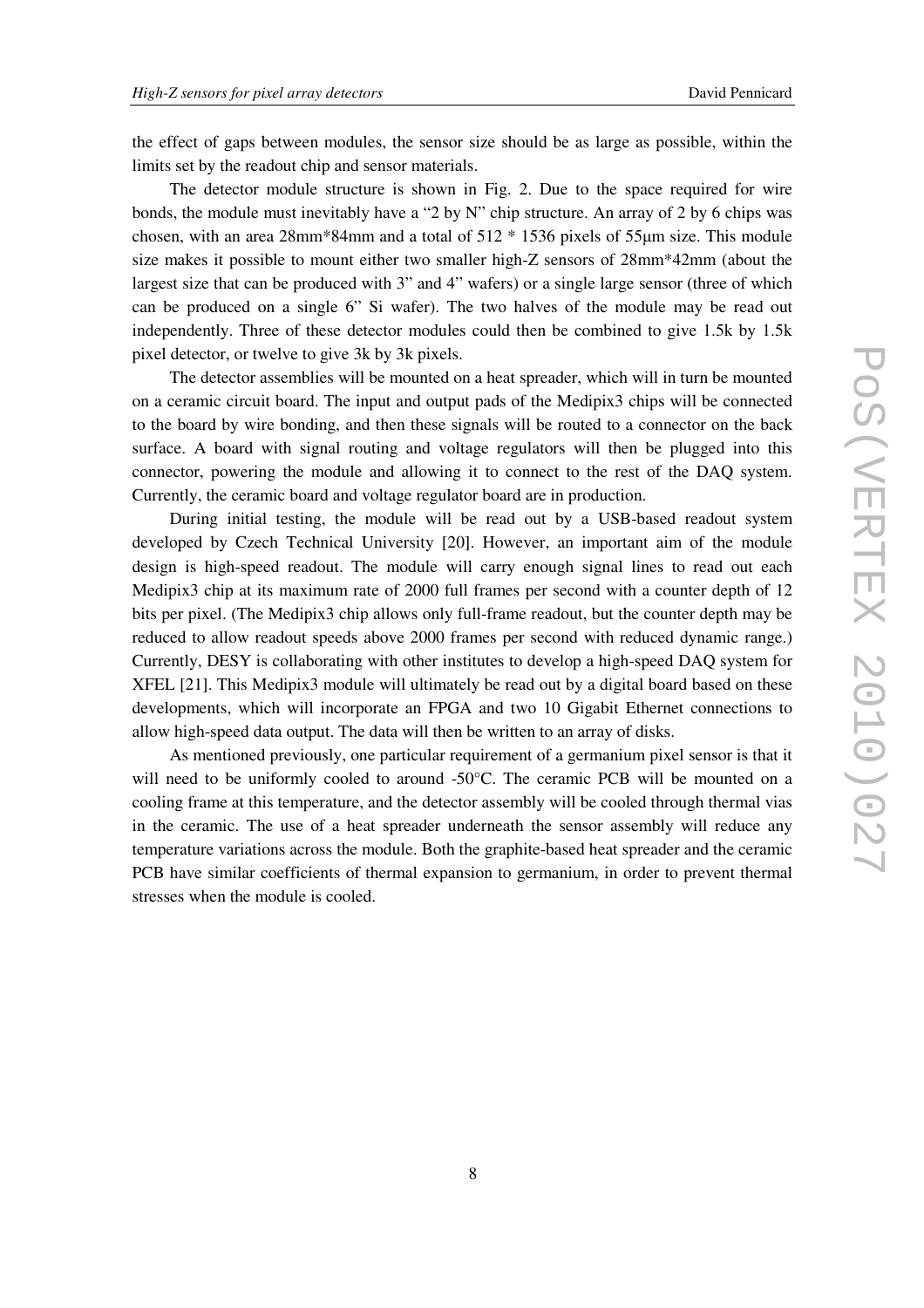the effect of gaps between modules, the sensor size should be as large as possible, within the limits set by the readout chip and sensor materials.

The detector module structure is shown in Fig. 2. Due to the space required for wire bonds, the module must inevitably have a "2 by N" chip structure. An array of 2 by 6 chips was chosen, with an area 28mm*84mm and a total of 512 * 1536 pixels of 55μm size. This module size makes it possible to mount either two smaller high-Z sensors of 28mm*42mm (about the largest size that can be produced with 3" and 4" wafers) or a single large sensor (three of which can be produced on a single 6" Si wafer). The two halves of the module may be read out independently. Three of these detector modules could then be combined to give 1.5k by 1.5k pixel detector, or twelve to give 3k by 3k pixels.

The detector assemblies will be mounted on a heat spreader, which will in turn be mounted on a ceramic circuit board. The input and output pads of the Medipix3 chips will be connected to the board by wire bonding, and then these signals will be routed to a connector on the back surface. A board with signal routing and voltage regulators will then be plugged into this connector, powering the module and allowing it to connect to the rest of the DAQ system. Currently, the ceramic board and voltage regulator board are in production.

During initial testing, the module will be read out by a USB-based readout system developed by Czech Technical University [20]. However, an important aim of the module design is high-speed readout. The module will carry enough signal lines to read out each Medipix3 chip at its maximum rate of 2000 full frames per second with a counter depth of 12 bits per pixel. (The Medipix3 chip allows only full-frame readout, but the counter depth may be reduced to allow readout speeds above 2000 frames per second with reduced dynamic range.) Currently, DESY is collaborating with other institutes to develop a high-speed DAQ system for XFEL [21]. This Medipix3 module will ultimately be read out by a digital board based on these developments, which will incorporate an FPGA and two 10 Gigabit Ethernet connections to allow high-speed data output. The data will then be written to an array of disks.

As mentioned previously, one particular requirement of a germanium pixel sensor is that it will need to be uniformly cooled to around -50°C. The ceramic PCB will be mounted on a cooling frame at this temperature, and the detector assembly will be cooled through thermal vias in the ceramic. The use of a heat spreader underneath the sensor assembly will reduce any temperature variations across the module. Both the graphite-based heat spreader and the ceramic PCB have similar coefficients of thermal expansion to germanium, in order to prevent thermal stresses when the module is cooled.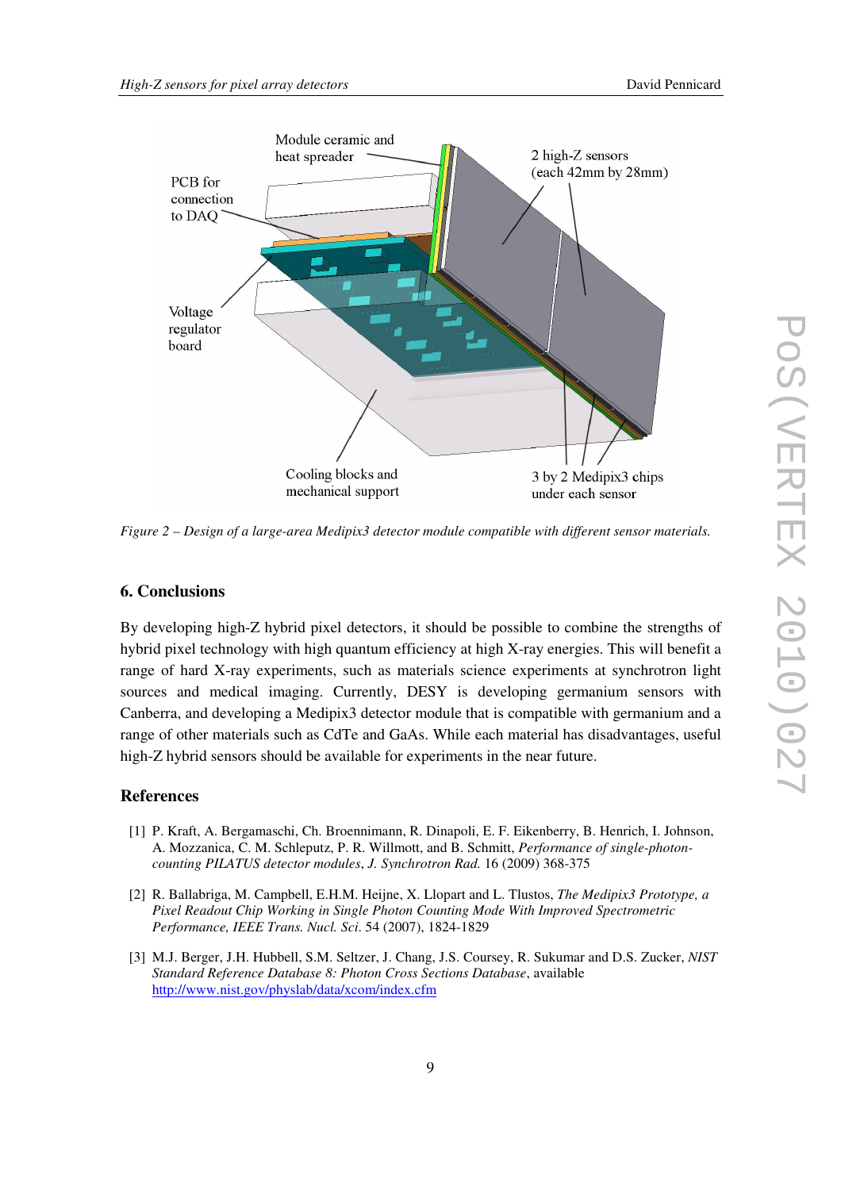*Figure 2 – Design of a large-area Medipix3 detector module compatible with different sensor materials.*

## 6. Conclusions

By developing high-Z hybrid pixel detectors, it should be possible to combine the strengths of hybrid pixel technology with high quantum efficiency at high X-ray energies. This will benefit a range of hard X-ray experiments, such as materials science experiments at synchrotron light sources and medical imaging. Currently, DESY is developing germanium sensors with Canberra, and developing a Medipix3 detector module that is compatible with germanium and a range of other materials such as CdTe and GaAs. While each material has disadvantages, useful high-Z hybrid sensors should be available for experiments in the near future.

## References

[1] P. Kraft, A. Bergamaschi, Ch. Broennimann, R. Dinapoli, E. F. Eikenberry, B. Henrich, I. Johnson, A. Mozzanica, C. M. Schleputz, P. R. Willmott, and B. Schmitt, *Performance of single-photon-counting PILATUS detector modules*, *J. Synchrotron Rad.* 16 (2009) 368-375

[2] R. Ballabriga, M. Campbell, E.H.M. Heijne, X. Llopart and L. Tlustos, *The Medipix3 Prototype, a Pixel Readout Chip Working in Single Photon Counting Mode With Improved Spectrometric Performance, IEEE Trans. Nucl. Sci.* 54 (2007), 1824-1829

[3] M.J. Berger, J.H. Hubbell, S.M. Seltzer, J. Chang, J.S. Coursey, R. Sukumar and D.S. Zucker, *NIST Standard Reference Database 8: Photon Cross Sections Database*, available http://www.nist.gov/physlab/data/xcom/index.cfm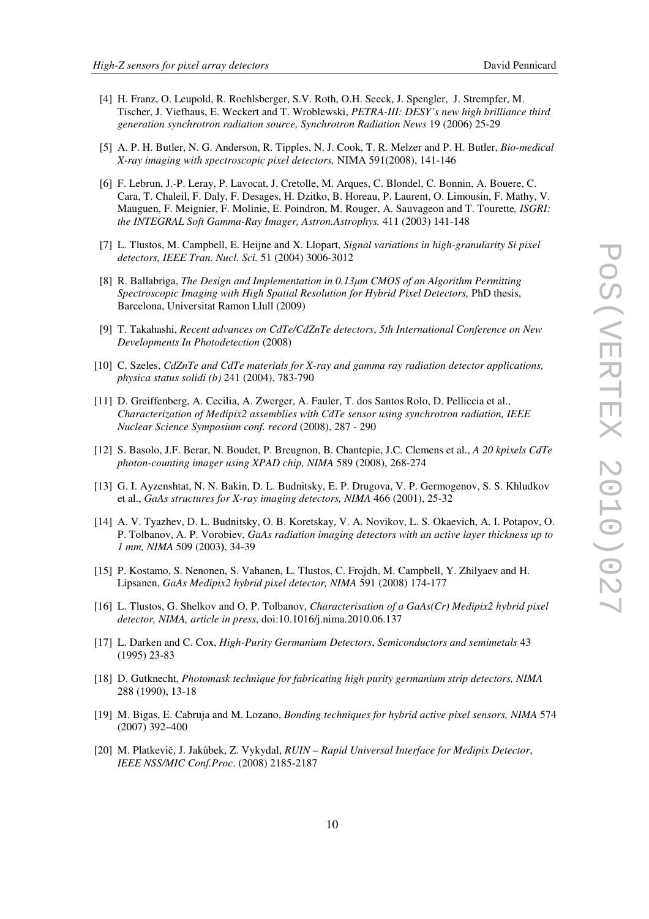[4] H. Franz, O. Leupold, R. Roehlsberger, S.V. Roth, O.H. Seeck, J. Spengler, J. Strempfer, M. Tischer, J. Viefhaus, E. Weckert and T. Wroblewski, *PETRA-III: DESY's new high brilliance third generation synchrotron radiation source, Synchrotron Radiation News* 19 (2006) 25-29

[5] A. P. H. Butler, N. G. Anderson, R. Tipples, N. J. Cook, T. R. Melzer and P. H. Butler, *Bio-medical X-ray imaging with spectroscopic pixel detectors,* NIMA 591(2008), 141-146

[6] F. Lebrun, J.-P. Leray, P. Lavocat, J. Cretolle, M. Arques, C. Blondel, C. Bonnin, A. Bouere, C. Cara, T. Chaleil, F. Daly, F. Desages, H. Dzitko, B. Horeau, P. Laurent, O. Limousin, F. Mathy, V. Mauguen, F. Meignier, F. Molinie, E. Poindron, M. Rouger, A. Sauvageon and T. Tourette*, ISGRI: the INTEGRAL Soft Gamma-Ray Imager, Astron.Astrophys.* 411 (2003) 141-148

[7] L. Tlustos, M. Campbell, E. Heijne and X. Llopart, *Signal variations in high-granularity Si pixel detectors, IEEE Tran. Nucl. Sci.* 51 (2004) 3006-3012

[8] R. Ballabriga, *The Design and Implementation in 0.13μm CMOS of an Algorithm Permitting Spectroscopic Imaging with High Spatial Resolution for Hybrid Pixel Detectors,* PhD thesis, Barcelona, Universitat Ramon Llull (2009)

[9] T. Takahashi, *Recent advances on CdTe/CdZnTe detectors*, *5th International Conference on New Developments In Photodetection* (2008)

[10] C. Szeles, *CdZnTe and CdTe materials for X-ray and gamma ray radiation detector applications, physica status solidi (b)* 241 (2004), 783-790

[11] D. Greiffenberg, A. Cecilia, A. Zwerger, A. Fauler, T. dos Santos Rolo, D. Pelliccia et al., *Characterization of Medipix2 assemblies with CdTe sensor using synchrotron radiation, IEEE Nuclear Science Symposium conf. record* (2008), 287 - 290

[12] S. Basolo, J.F. Berar, N. Boudet, P. Breugnon, B. Chantepie, J.C. Clemens et al., *A 20 kpixels CdTe photon-counting imager using XPAD chip, NIMA* 589 (2008), 268-274

[13] G. I. Ayzenshtat, N. N. Bakin, D. L. Budnitsky, E. P. Drugova, V. P. Germogenov, S. S. Khludkov et al., *GaAs structures for X-ray imaging detectors, NIMA* 466 (2001), 25-32

[14] A. V. Tyazhev, D. L. Budnitsky, O. B. Koretskay, V. A. Novikov, L. S. Okaevich, A. I. Potapov, O. P. Tolbanov, A. P. Vorobiev, *GaAs radiation imaging detectors with an active layer thickness up to 1 mm, NIMA* 509 (2003), 34-39

[15] P. Kostamo, S. Nenonen, S. Vahanen, L. Tlustos, C. Frojdh, M. Campbell, Y. Zhilyaev and H. Lipsanen, *GaAs Medipix2 hybrid pixel detector, NIMA* 591 (2008) 174-177

[16] L. Tlustos, G. Shelkov and O. P. Tolbanov, *Characterisation of a GaAs(Cr) Medipix2 hybrid pixel detector, NIMA, article in press*, doi:10.1016/j.nima.2010.06.137

[17] L. Darken and C. Cox, *High-Purity Germanium Detectors*, *Semiconductors and semimetals* 43 (1995) 23-83

[18] D. Gutknecht, *Photomask technique for fabricating high purity germanium strip detectors, NIMA* 288 (1990), 13-18

[19] M. Bigas, E. Cabruja and M. Lozano, *Bonding techniques for hybrid active pixel sensors, NIMA* 574 (2007) 392–400

[20] M. Platkevič, J. Jakůbek, Z. Vykydal, *RUIN – Rapid Universal Interface for Medipix Detector*, *IEEE NSS/MIC Conf.Proc*. (2008) 2185-2187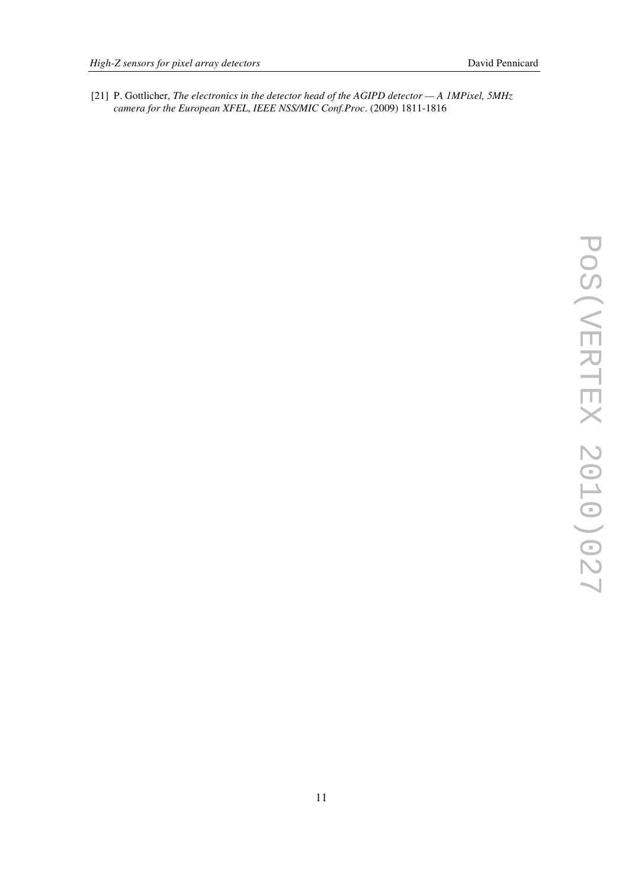[21] P. Gottlicher, *The electronics in the detector head of the AGIPD detector — A 1MPixel, 5MHz camera for the European XFEL*, *IEEE NSS/MIC Conf.Proc*. (2009) 1811-1816